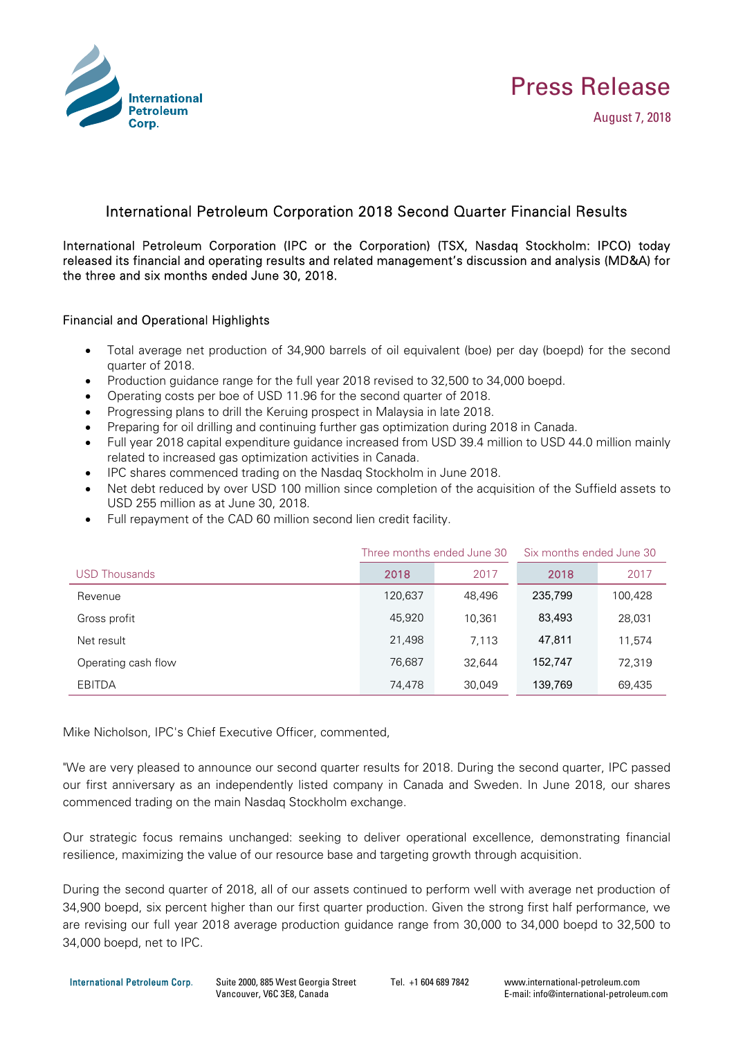# Press Release

August 7, 2018

## International Petroleum Corporation 2018 Second Quarter Financial Results

International Petroleum Corporation (IPC or the Corporation) (TSX, Nasdaq Stockholm: IPCO) today released its financial and operating results and related management's discussion and analysis (MD&A) for the three and six months ended June 30, 2018.

### Financial and Operational Highlights

- Total average net production of 34,900 barrels of oil equivalent (boe) per day (boepd) for the second quarter of 2018.
- Production guidance range for the full year 2018 revised to 32,500 to 34,000 boepd.
- Operating costs per boe of USD 11.96 for the second quarter of 2018.
- Progressing plans to drill the Keruing prospect in Malaysia in late 2018.
- Preparing for oil drilling and continuing further gas optimization during 2018 in Canada.
- Full year 2018 capital expenditure guidance increased from USD 39.4 million to USD 44.0 million mainly related to increased gas optimization activities in Canada.
- IPC shares commenced trading on the Nasdaq Stockholm in June 2018.
- Net debt reduced by over USD 100 million since completion of the acquisition of the Suffield assets to USD 255 million as at June 30, 2018.
- Full repayment of the CAD 60 million second lien credit facility.

| | Three months ended June 30 | | Six months ended June 30 | |
|---|---|---|---|---|
| USD Thousands | 2018 | 2017 | 2018 | 2017 |
| Revenue | 120,637 | 48,496 | 235,799 | 100,428 |
| Gross profit | 45,920 | 10,361 | 83,493 | 28,031 |
| Net result | 21,498 | 7,113 | 47,811 | 11,574 |
| Operating cash flow | 76,687 | 32,644 | 152,747 | 72,319 |
| EBITDA | 74,478 | 30,049 | 139,769 | 69,435 |

Mike Nicholson, IPC's Chief Executive Officer, commented,

"We are very pleased to announce our second quarter results for 2018. During the second quarter, IPC passed our first anniversary as an independently listed company in Canada and Sweden. In June 2018, our shares commenced trading on the main Nasdaq Stockholm exchange.

Our strategic focus remains unchanged: seeking to deliver operational excellence, demonstrating financial resilience, maximizing the value of our resource base and targeting growth through acquisition.

During the second quarter of 2018, all of our assets continued to perform well with average net production of 34,900 boepd, six percent higher than our first quarter production. Given the strong first half performance, we are revising our full year 2018 average production guidance range from 30,000 to 34,000 boepd to 32,500 to 34,000 boepd, net to IPC.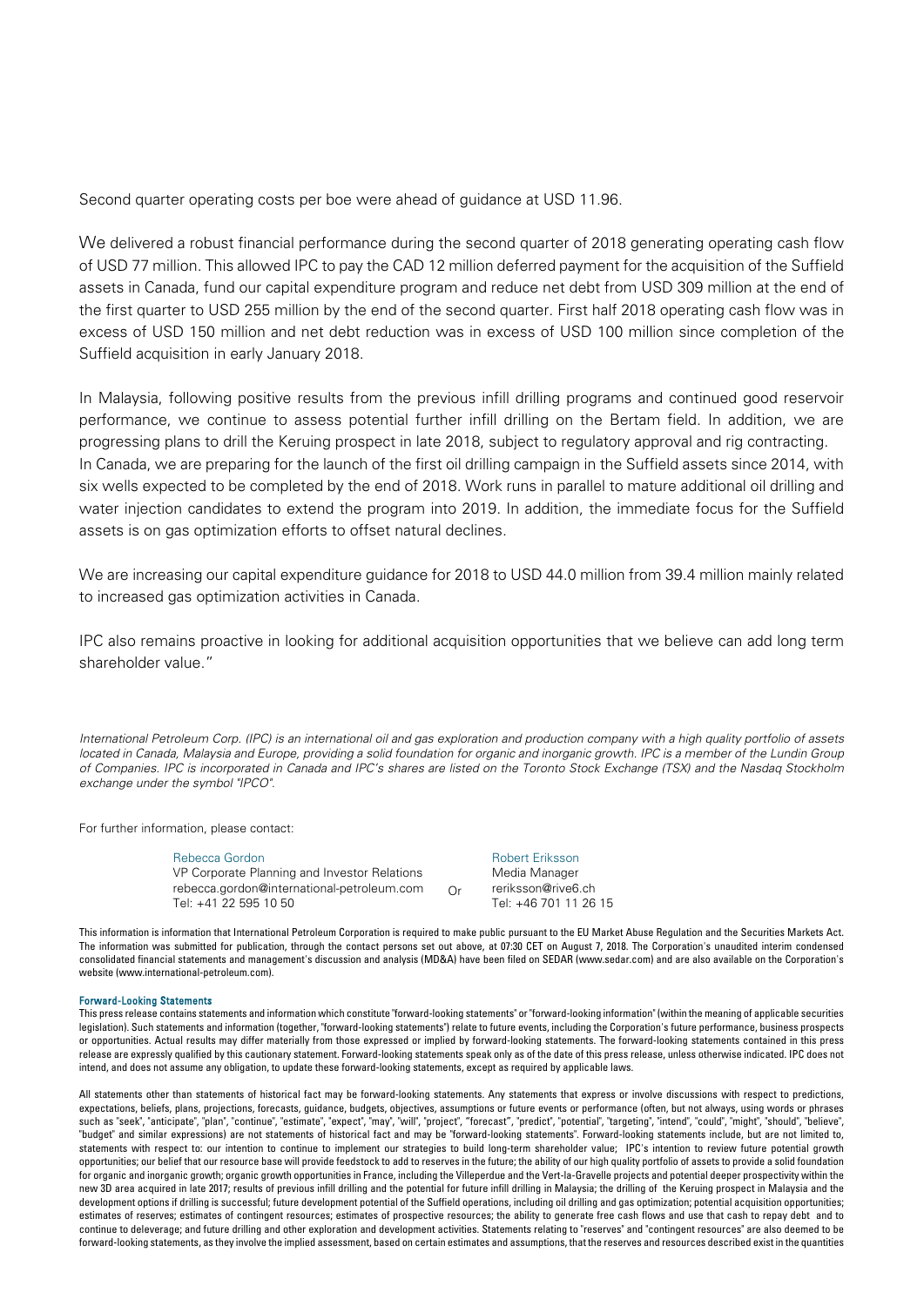Second quarter operating costs per boe were ahead of guidance at USD 11.96.

We delivered a robust financial performance during the second quarter of 2018 generating operating cash flow of USD 77 million. This allowed IPC to pay the CAD 12 million deferred payment for the acquisition of the Suffield assets in Canada, fund our capital expenditure program and reduce net debt from USD 309 million at the end of the first quarter to USD 255 million by the end of the second quarter. First half 2018 operating cash flow was in excess of USD 150 million and net debt reduction was in excess of USD 100 million since completion of the Suffield acquisition in early January 2018.

In Malaysia, following positive results from the previous infill drilling programs and continued good reservoir performance, we continue to assess potential further infill drilling on the Bertam field. In addition, we are progressing plans to drill the Keruing prospect in late 2018, subject to regulatory approval and rig contracting.
In Canada, we are preparing for the launch of the first oil drilling campaign in the Suffield assets since 2014, with six wells expected to be completed by the end of 2018. Work runs in parallel to mature additional oil drilling and water injection candidates to extend the program into 2019. In addition, the immediate focus for the Suffield assets is on gas optimization efforts to offset natural declines.

We are increasing our capital expenditure guidance for 2018 to USD 44.0 million from 39.4 million mainly related to increased gas optimization activities in Canada.

IPC also remains proactive in looking for additional acquisition opportunities that we believe can add long term shareholder value."

*International Petroleum Corp. (IPC) is an international oil and gas exploration and production company with a high quality portfolio of assets located in Canada, Malaysia and Europe, providing a solid foundation for organic and inorganic growth. IPC is a member of the Lundin Group of Companies. IPC is incorporated in Canada and IPC's shares are listed on the Toronto Stock Exchange (TSX) and the Nasdaq Stockholm exchange under the symbol "IPCO".*

For further information, please contact:

Rebecca Gordon
VP Corporate Planning and Investor Relations
rebecca.gordon@international-petroleum.com
Tel: +41 22 595 10 50

Or

Robert Eriksson
Media Manager
reriksson@rive6.ch
Tel: +46 701 11 26 15

This information is information that International Petroleum Corporation is required to make public pursuant to the EU Market Abuse Regulation and the Securities Markets Act. The information was submitted for publication, through the contact persons set out above, at 07:30 CET on August 7, 2018. The Corporation's unaudited interim condensed consolidated financial statements and management's discussion and analysis (MD&A) have been filed on SEDAR (www.sedar.com) and are also available on the Corporation's website (www.international-petroleum.com).

**Forward-Looking Statements**

This press release contains statements and information which constitute "forward-looking statements" or "forward-looking information" (within the meaning of applicable securities legislation). Such statements and information (together, "forward-looking statements") relate to future events, including the Corporation's future performance, business prospects or opportunities. Actual results may differ materially from those expressed or implied by forward-looking statements. The forward-looking statements contained in this press release are expressly qualified by this cautionary statement. Forward-looking statements speak only as of the date of this press release, unless otherwise indicated. IPC does not intend, and does not assume any obligation, to update these forward-looking statements, except as required by applicable laws.

All statements other than statements of historical fact may be forward-looking statements. Any statements that express or involve discussions with respect to predictions, expectations, beliefs, plans, projections, forecasts, guidance, budgets, objectives, assumptions or future events or performance (often, but not always, using words or phrases such as "seek", "anticipate", "plan", "continue", "estimate", "expect", "may", "will", "project", "forecast", "predict", "potential", "targeting", "intend", "could", "might", "should", "believe", "budget" and similar expressions) are not statements of historical fact and may be "forward-looking statements". Forward-looking statements include, but are not limited to, statements with respect to: our intention to continue to implement our strategies to build long-term shareholder value; IPC's intention to review future potential growth opportunities; our belief that our resource base will provide feedstock to add to reserves in the future; the ability of our high quality portfolio of assets to provide a solid foundation for organic and inorganic growth; organic growth opportunities in France, including the Villeperdue and the Vert-la-Gravelle projects and potential deeper prospectivity within the new 3D area acquired in late 2017; results of previous infill drilling and the potential for future infill drilling in Malaysia; the drilling of the Keruing prospect in Malaysia and the development options if drilling is successful; future development potential of the Suffield operations, including oil drilling and gas optimization; potential acquisition opportunities; estimates of reserves; estimates of contingent resources; estimates of prospective resources; the ability to generate free cash flows and use that cash to repay debt and to continue to deleverage; and future drilling and other exploration and development activities. Statements relating to "reserves" and "contingent resources" are also deemed to be forward-looking statements, as they involve the implied assessment, based on certain estimates and assumptions, that the reserves and resources described exist in the quantities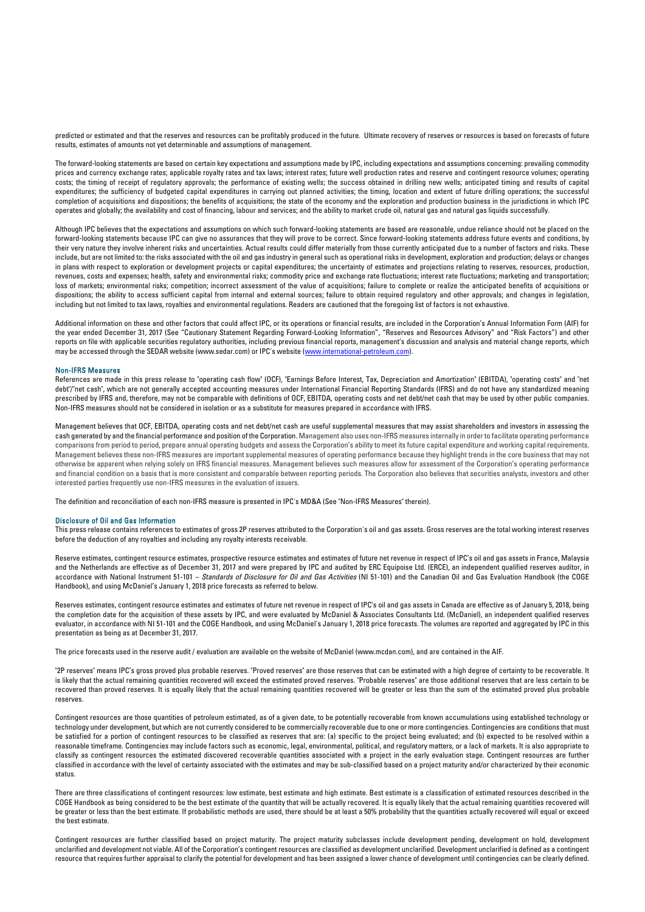predicted or estimated and that the reserves and resources can be profitably produced in the future. Ultimate recovery of reserves or resources is based on forecasts of future results, estimates of amounts not yet determinable and assumptions of management.

The forward-looking statements are based on certain key expectations and assumptions made by IPC, including expectations and assumptions concerning: prevailing commodity prices and currency exchange rates; applicable royalty rates and tax laws; interest rates; future well production rates and reserve and contingent resource volumes; operating costs; the timing of receipt of regulatory approvals; the performance of existing wells; the success obtained in drilling new wells; anticipated timing and results of capital expenditures; the sufficiency of budgeted capital expenditures in carrying out planned activities; the timing, location and extent of future drilling operations; the successful completion of acquisitions and dispositions; the benefits of acquisitions; the state of the economy and the exploration and production business in the jurisdictions in which IPC operates and globally; the availability and cost of financing, labour and services; and the ability to market crude oil, natural gas and natural gas liquids successfully.

Although IPC believes that the expectations and assumptions on which such forward-looking statements are based are reasonable, undue reliance should not be placed on the forward-looking statements because IPC can give no assurances that they will prove to be correct. Since forward-looking statements address future events and conditions, by their very nature they involve inherent risks and uncertainties. Actual results could differ materially from those currently anticipated due to a number of factors and risks. These include, but are not limited to: the risks associated with the oil and gas industry in general such as operational risks in development, exploration and production; delays or changes in plans with respect to exploration or development projects or capital expenditures; the uncertainty of estimates and projections relating to reserves, resources, production, revenues, costs and expenses; health, safety and environmental risks; commodity price and exchange rate fluctuations; interest rate fluctuations; marketing and transportation; loss of markets; environmental risks; competition; incorrect assessment of the value of acquisitions; failure to complete or realize the anticipated benefits of acquisitions or dispositions; the ability to access sufficient capital from internal and external sources; failure to obtain required regulatory and other approvals; and changes in legislation, including but not limited to tax laws, royalties and environmental regulations. Readers are cautioned that the foregoing list of factors is not exhaustive.

Additional information on these and other factors that could affect IPC, or its operations or financial results, are included in the Corporation's Annual Information Form (AIF) for the year ended December 31, 2017 (See "Cautionary Statement Regarding Forward-Looking Information", "Reserves and Resources Advisory" and "Risk Factors") and other reports on file with applicable securities regulatory authorities, including previous financial reports, management's discussion and analysis and material change reports, which may be accessed through the SEDAR website (www.sedar.com) or IPC's website (www.international-petroleum.com).

### Non-IFRS Measures

References are made in this press release to "operating cash flow" (OCF), "Earnings Before Interest, Tax, Depreciation and Amortization" (EBITDA), "operating costs" and "net debt"/"net cash", which are not generally accepted accounting measures under International Financial Reporting Standards (IFRS) and do not have any standardized meaning prescribed by IFRS and, therefore, may not be comparable with definitions of OCF, EBITDA, operating costs and net debt/net cash that may be used by other public companies. Non-IFRS measures should not be considered in isolation or as a substitute for measures prepared in accordance with IFRS.

Management believes that OCF, EBITDA, operating costs and net debt/net cash are useful supplemental measures that may assist shareholders and investors in assessing the cash generated by and the financial performance and position of the Corporation. Management also uses non-IFRS measures internally in order to facilitate operating performance comparisons from period to period, prepare annual operating budgets and assess the Corporation's ability to meet its future capital expenditure and working capital requirements. Management believes these non-IFRS measures are important supplemental measures of operating performance because they highlight trends in the core business that may not otherwise be apparent when relying solely on IFRS financial measures. Management believes such measures allow for assessment of the Corporation's operating performance and financial condition on a basis that is more consistent and comparable between reporting periods. The Corporation also believes that securities analysts, investors and other interested parties frequently use non-IFRS measures in the evaluation of issuers.

The definition and reconciliation of each non-IFRS measure is presented in IPC's MD&A (See "Non-IFRS Measures" therein).

### Disclosure of Oil and Gas Information

This press release contains references to estimates of gross 2P reserves attributed to the Corporation's oil and gas assets. Gross reserves are the total working interest reserves before the deduction of any royalties and including any royalty interests receivable.

Reserve estimates, contingent resource estimates, prospective resource estimates and estimates of future net revenue in respect of IPC's oil and gas assets in France, Malaysia and the Netherlands are effective as of December 31, 2017 and were prepared by IPC and audited by ERC Equipoise Ltd. (ERCE), an independent qualified reserves auditor, in accordance with National Instrument 51-101 – *Standards of Disclosure for Oil and Gas Activities* (NI 51-101) and the Canadian Oil and Gas Evaluation Handbook (the COGE Handbook), and using McDaniel's January 1, 2018 price forecasts as referred to below.

Reserves estimates, contingent resource estimates and estimates of future net revenue in respect of IPC's oil and gas assets in Canada are effective as of January 5, 2018, being the completion date for the acquisition of these assets by IPC, and were evaluated by McDaniel & Associates Consultants Ltd. (McDaniel), an independent qualified reserves evaluator, in accordance with NI 51-101 and the COGE Handbook, and using McDaniel's January 1, 2018 price forecasts. The volumes are reported and aggregated by IPC in this presentation as being as at December 31, 2017.

The price forecasts used in the reserve audit / evaluation are available on the website of McDaniel (www.mcdan.com), and are contained in the AIF.

"2P reserves" means IPC's gross proved plus probable reserves. "Proved reserves" are those reserves that can be estimated with a high degree of certainty to be recoverable. It is likely that the actual remaining quantities recovered will exceed the estimated proved reserves. "Probable reserves" are those additional reserves that are less certain to be recovered than proved reserves. It is equally likely that the actual remaining quantities recovered will be greater or less than the sum of the estimated proved plus probable reserves.

Contingent resources are those quantities of petroleum estimated, as of a given date, to be potentially recoverable from known accumulations using established technology or technology under development, but which are not currently considered to be commercially recoverable due to one or more contingencies. Contingencies are conditions that must be satisfied for a portion of contingent resources to be classified as reserves that are: (a) specific to the project being evaluated; and (b) expected to be resolved within a reasonable timeframe. Contingencies may include factors such as economic, legal, environmental, political, and regulatory matters, or a lack of markets. It is also appropriate to classify as contingent resources the estimated discovered recoverable quantities associated with a project in the early evaluation stage. Contingent resources are further classified in accordance with the level of certainty associated with the estimates and may be sub-classified based on a project maturity and/or characterized by their economic status.

There are three classifications of contingent resources: low estimate, best estimate and high estimate. Best estimate is a classification of estimated resources described in the COGE Handbook as being considered to be the best estimate of the quantity that will be actually recovered. It is equally likely that the actual remaining quantities recovered will be greater or less than the best estimate. If probabilistic methods are used, there should be at least a 50% probability that the quantities actually recovered will equal or exceed the best estimate.

Contingent resources are further classified based on project maturity. The project maturity subclasses include development pending, development on hold, development unclarified and development not viable. All of the Corporation's contingent resources are classified as development unclarified. Development unclarified is defined as a contingent resource that requires further appraisal to clarify the potential for development and has been assigned a lower chance of development until contingencies can be clearly defined.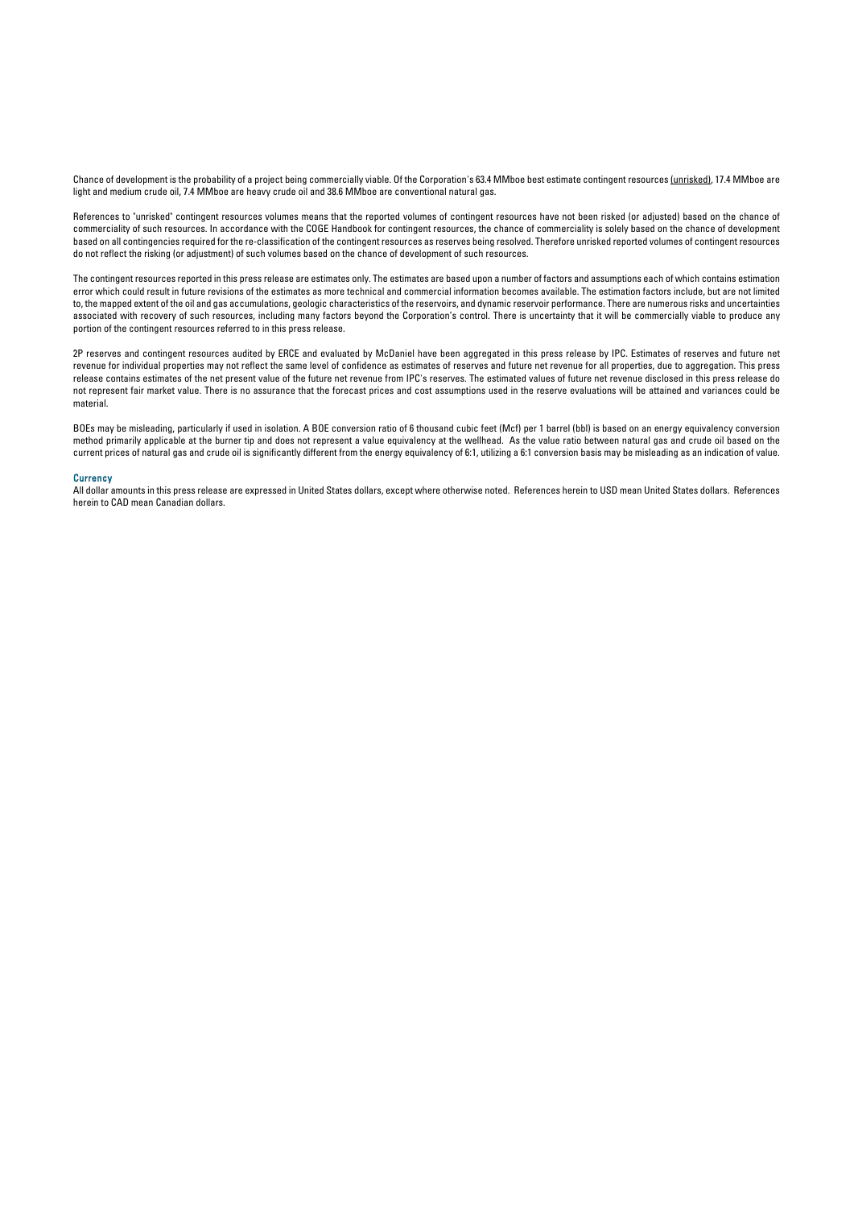Chance of development is the probability of a project being commercially viable. Of the Corporation's 63.4 MMboe best estimate contingent resources (unrisked), 17.4 MMboe are light and medium crude oil, 7.4 MMboe are heavy crude oil and 38.6 MMboe are conventional natural gas.

References to "unrisked" contingent resources volumes means that the reported volumes of contingent resources have not been risked (or adjusted) based on the chance of commerciality of such resources. In accordance with the COGE Handbook for contingent resources, the chance of commerciality is solely based on the chance of development based on all contingencies required for the re-classification of the contingent resources as reserves being resolved. Therefore unrisked reported volumes of contingent resources do not reflect the risking (or adjustment) of such volumes based on the chance of development of such resources.

The contingent resources reported in this press release are estimates only. The estimates are based upon a number of factors and assumptions each of which contains estimation error which could result in future revisions of the estimates as more technical and commercial information becomes available. The estimation factors include, but are not limited to, the mapped extent of the oil and gas accumulations, geologic characteristics of the reservoirs, and dynamic reservoir performance. There are numerous risks and uncertainties associated with recovery of such resources, including many factors beyond the Corporation's control. There is uncertainty that it will be commercially viable to produce any portion of the contingent resources referred to in this press release.

2P reserves and contingent resources audited by ERCE and evaluated by McDaniel have been aggregated in this press release by IPC. Estimates of reserves and future net revenue for individual properties may not reflect the same level of confidence as estimates of reserves and future net revenue for all properties, due to aggregation. This press release contains estimates of the net present value of the future net revenue from IPC's reserves. The estimated values of future net revenue disclosed in this press release do not represent fair market value. There is no assurance that the forecast prices and cost assumptions used in the reserve evaluations will be attained and variances could be material.

BOEs may be misleading, particularly if used in isolation. A BOE conversion ratio of 6 thousand cubic feet (Mcf) per 1 barrel (bbl) is based on an energy equivalency conversion method primarily applicable at the burner tip and does not represent a value equivalency at the wellhead. As the value ratio between natural gas and crude oil based on the current prices of natural gas and crude oil is significantly different from the energy equivalency of 6:1, utilizing a 6:1 conversion basis may be misleading as an indication of value.

**Currency**

All dollar amounts in this press release are expressed in United States dollars, except where otherwise noted. References herein to USD mean United States dollars. References herein to CAD mean Canadian dollars.